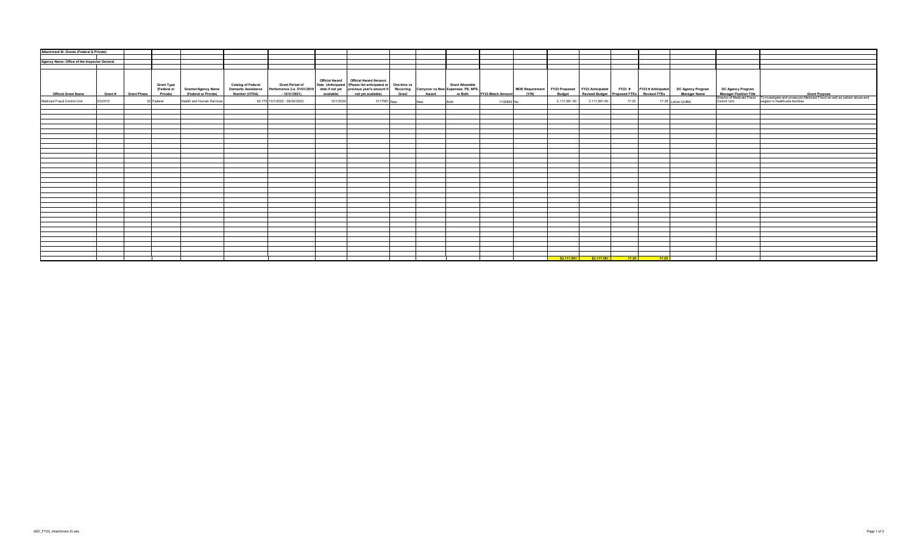**Attachment III- Grants (Federal & Private)**

**Agency Name: Office of the Inspector General**

| Official Grant Name | Grant # | Grant Phase | Grant Type (Federal or Private) | Grantor/Agency Name (Federal or Private) | Catalog of Federal Domestic Assistance Number (CFDA) | Grant Period of Performance (i.e. 01/01/2019 - 12/31/2021) | Official Award Date (Anticipated date if not yet available) | Official Award Amount (Please list anticipated or previous year's amount if not yet available) | One-time vs Recurring Grant | Carryover vs New Award | Grant Allowable Expenses: PS, NPS, or Both | FY23 Match Amount | MOE Requirement (Y/N) | FY23 Proposed Budget | FY23 Anticipated Revised Budget | FY23 # Proposed FTEs | FY23 # Anticipated Revised FTEs | DC Agency Program Manager Name | DC Agency Program Manager Position Title | Grant Purpose |
|---|---|---|---|---|---|---|---|---|---|---|---|---|---|---|---|---|---|---|---|---|
| Medicaid Fraud Control Unit | DC0310 | 23 | Federal | Health and Human Services | 93.775 | 10/1/2022 - 09/30/2023 | 10/1/2022 | 3117561 | New | New | Both | 1142852 | No | 3,117,561.00 | 3,117,561.00 | 17.25 | 17.25 | LaVan Griffith | Director of Medicaid Fraud Control Unit | To investigate and prosecute Medicaid Fraud as well as patient abuse and neglect in healthcare facilities |
| | | | | | | | | | | | | | | $3,117,561 | $3,117,561 | 17.25 | 17.25 | | | |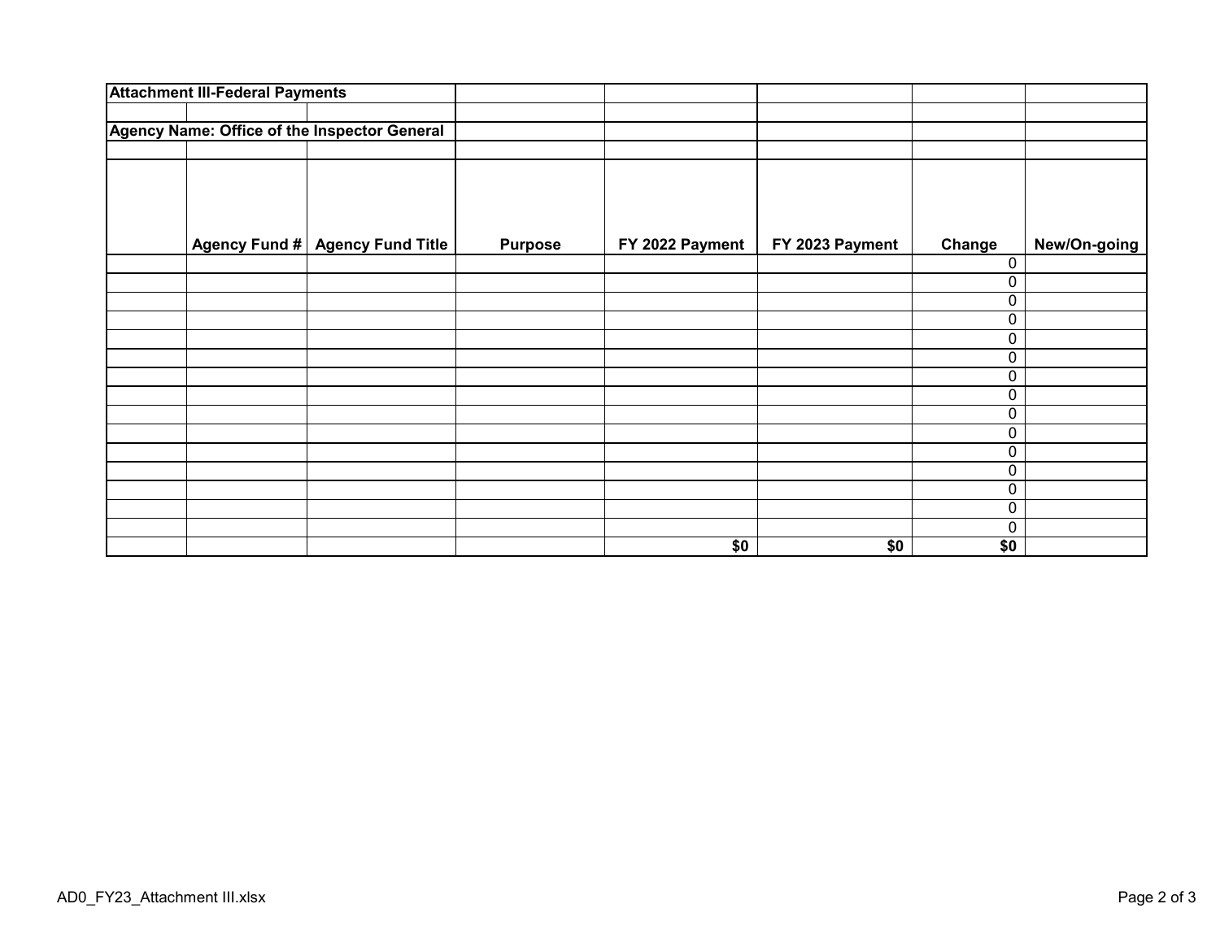**Attachment III-Federal Payments**

**Agency Name: Office of the Inspector General**

| | Agency Fund # | Agency Fund Title | Purpose | FY 2022 Payment | FY 2023 Payment | Change | New/On-going |
|---|---|---|---|---|---|---|---|
| | | | | | | 0 | |
| | | | | | | 0 | |
| | | | | | | 0 | |
| | | | | | | 0 | |
| | | | | | | 0 | |
| | | | | | | 0 | |
| | | | | | | 0 | |
| | | | | | | 0 | |
| | | | | | | 0 | |
| | | | | | | 0 | |
| | | | | | | 0 | |
| | | | | | | 0 | |
| | | | | | | 0 | |
| | | | | | | 0 | |
| | | | | | | 0 | |
| | | | | **$0** | **$0** | **$0** | |

AD0_FY23_Attachment III.xlsx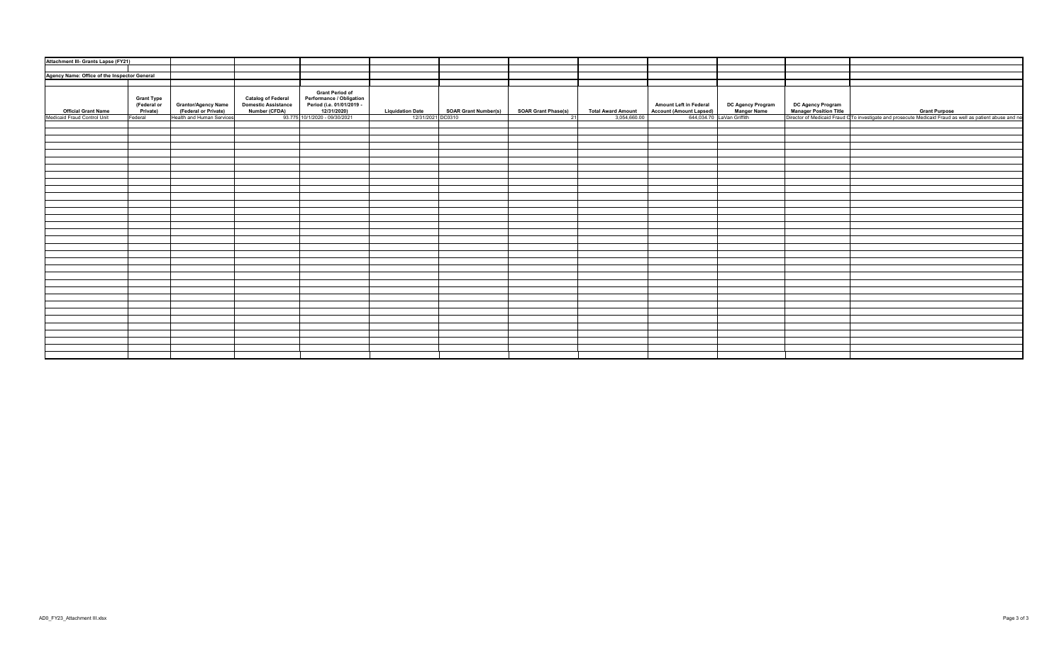Attachment III- Grants Lapse (FY21)

Agency Name: Office of the Inspector General

| Official Grant Name | Grant Type (Federal or Private) | Grantor/Agency Name (Federal or Private) | Catalog of Federal Domestic Assistance Number (CFDA) | Grant Period of Performance / Obligation Period (i.e. 01/01/2019 - 12/31/2020) | Liquidation Date | SOAR Grant Number(s) | SOAR Grant Phase(s) | Total Award Amount | Amount Left in Federal Account (Amount Lapsed) | DC Agency Program Manger Name | DC Agency Program Manager Position Title | Grant Purpose |
|---|---|---|---|---|---|---|---|---|---|---|---|---|
| Medicaid Fraud Control Unit | Federal | Health and Human Services | 93.775 | 10/1/2020 - 09/30/2021 | 12/31/2021 | DC0310 | 21 | 3,054,660.00 | 644,034.70 | LaVan Griffith | Director of Medicaid Fraud C | To investigate and prosecute Medicaid Fraud as well as patient abuse and ne |